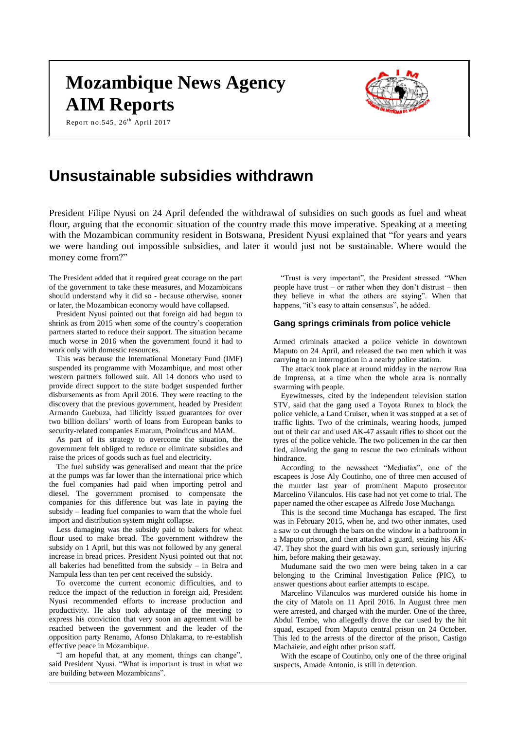# Mozambique News Agency AIM Reports

Report no.545, 26th April 2017

# Unsustainable subsidies withdrawn

President Filipe Nyusi on 24 April defended the withdrawal of subsidies on such goods as fuel and wheat flour, arguing that the economic situation of the country made this move imperative. Speaking at a meeting with the Mozambican community resident in Botswana, President Nyusi explained that "for years and years we were handing out impossible subsidies, and later it would just not be sustainable. Where would the money come from?"

The President added that it required great courage on the part of the government to take these measures, and Mozambicans should understand why it did so - because otherwise, sooner or later, the Mozambican economy would have collapsed.

President Nyusi pointed out that foreign aid had begun to shrink as from 2015 when some of the country's cooperation partners started to reduce their support. The situation became much worse in 2016 when the government found it had to work only with domestic resources.

This was because the International Monetary Fund (IMF) suspended its programme with Mozambique, and most other western partners followed suit. All 14 donors who used to provide direct support to the state budget suspended further disbursements as from April 2016. They were reacting to the discovery that the previous government, headed by President Armando Guebuza, had illicitly issued guarantees for over two billion dollars' worth of loans from European banks to security-related companies Ematum, Proindicus and MAM.

As part of its strategy to overcome the situation, the government felt obliged to reduce or eliminate subsidies and raise the prices of goods such as fuel and electricity.

The fuel subsidy was generalised and meant that the price at the pumps was far lower than the international price which the fuel companies had paid when importing petrol and diesel. The government promised to compensate the companies for this difference but was late in paying the subsidy – leading fuel companies to warn that the whole fuel import and distribution system might collapse.

Less damaging was the subsidy paid to bakers for wheat flour used to make bread. The government withdrew the subsidy on 1 April, but this was not followed by any general increase in bread prices. President Nyusi pointed out that not all bakeries had benefitted from the subsidy – in Beira and Nampula less than ten per cent received the subsidy.

To overcome the current economic difficulties, and to reduce the impact of the reduction in foreign aid, President Nyusi recommended efforts to increase production and productivity. He also took advantage of the meeting to express his conviction that very soon an agreement will be reached between the government and the leader of the opposition party Renamo, Afonso Dhlakama, to re-establish effective peace in Mozambique.

"I am hopeful that, at any moment, things can change", said President Nyusi. "What is important is trust in what we are building between Mozambicans".

"Trust is very important", the President stressed. "When people have trust – or rather when they don't distrust – then they believe in what the others are saying". When that happens, "it's easy to attain consensus", he added.

### Gang springs criminals from police vehicle

Armed criminals attacked a police vehicle in downtown Maputo on 24 April, and released the two men which it was carrying to an interrogation in a nearby police station.

The attack took place at around midday in the narrow Rua de Imprensa, at a time when the whole area is normally swarming with people.

Eyewitnesses, cited by the independent television station STV, said that the gang used a Toyota Runex to block the police vehicle, a Land Cruiser, when it was stopped at a set of traffic lights. Two of the criminals, wearing hoods, jumped out of their car and used AK-47 assault rifles to shoot out the tyres of the police vehicle. The two policemen in the car then fled, allowing the gang to rescue the two criminals without hindrance.

According to the newssheet "Mediafax", one of the escapees is Jose Aly Coutinho, one of three men accused of the murder last year of prominent Maputo prosecutor Marcelino Vilanculos. His case had not yet come to trial. The paper named the other escapee as Alfredo Jose Muchanga.

This is the second time Muchanga has escaped. The first was in February 2015, when he, and two other inmates, used a saw to cut through the bars on the window in a bathroom in a Maputo prison, and then attacked a guard, seizing his AK-47. They shot the guard with his own gun, seriously injuring him, before making their getaway.

Mudumane said the two men were being taken in a car belonging to the Criminal Investigation Police (PIC), to answer questions about earlier attempts to escape.

Marcelino Vilanculos was murdered outside his home in the city of Matola on 11 April 2016. In August three men were arrested, and charged with the murder. One of the three, Abdul Tembe, who allegedly drove the car used by the hit squad, escaped from Maputo central prison on 24 October. This led to the arrests of the director of the prison, Castigo Machaieie, and eight other prison staff.

With the escape of Coutinho, only one of the three original suspects, Amade Antonio, is still in detention.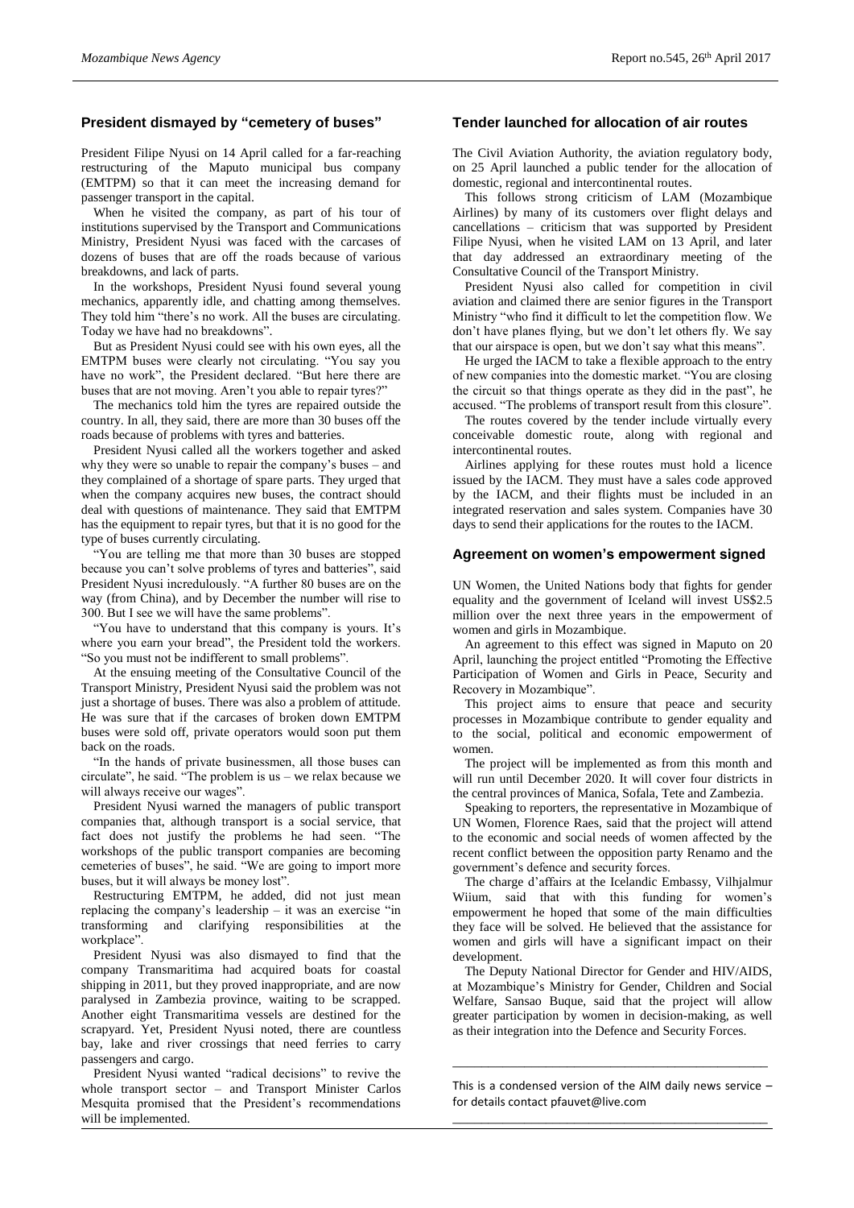## President dismayed by "cemetery of buses"

President Filipe Nyusi on 14 April called for a far-reaching restructuring of the Maputo municipal bus company (EMTPM) so that it can meet the increasing demand for passenger transport in the capital.

When he visited the company, as part of his tour of institutions supervised by the Transport and Communications Ministry, President Nyusi was faced with the carcases of dozens of buses that are off the roads because of various breakdowns, and lack of parts.

In the workshops, President Nyusi found several young mechanics, apparently idle, and chatting among themselves. They told him "there's no work. All the buses are circulating. Today we have had no breakdowns".

But as President Nyusi could see with his own eyes, all the EMTPM buses were clearly not circulating. "You say you have no work", the President declared. "But here there are buses that are not moving. Aren't you able to repair tyres?"

The mechanics told him the tyres are repaired outside the country. In all, they said, there are more than 30 buses off the roads because of problems with tyres and batteries.

President Nyusi called all the workers together and asked why they were so unable to repair the company's buses – and they complained of a shortage of spare parts. They urged that when the company acquires new buses, the contract should deal with questions of maintenance. They said that EMTPM has the equipment to repair tyres, but that it is no good for the type of buses currently circulating.

"You are telling me that more than 30 buses are stopped because you can't solve problems of tyres and batteries", said President Nyusi incredulously. "A further 80 buses are on the way (from China), and by December the number will rise to 300. But I see we will have the same problems".

"You have to understand that this company is yours. It's where you earn your bread", the President told the workers. "So you must not be indifferent to small problems".

At the ensuing meeting of the Consultative Council of the Transport Ministry, President Nyusi said the problem was not just a shortage of buses. There was also a problem of attitude. He was sure that if the carcases of broken down EMTPM buses were sold off, private operators would soon put them back on the roads.

"In the hands of private businessmen, all those buses can circulate", he said. "The problem is us – we relax because we will always receive our wages".

President Nyusi warned the managers of public transport companies that, although transport is a social service, that fact does not justify the problems he had seen. "The workshops of the public transport companies are becoming cemeteries of buses", he said. "We are going to import more buses, but it will always be money lost".

Restructuring EMTPM, he added, did not just mean replacing the company's leadership – it was an exercise "in transforming and clarifying responsibilities at the workplace".

President Nyusi was also dismayed to find that the company Transmaritima had acquired boats for coastal shipping in 2011, but they proved inappropriate, and are now paralysed in Zambezia province, waiting to be scrapped. Another eight Transmaritima vessels are destined for the scrapyard. Yet, President Nyusi noted, there are countless bay, lake and river crossings that need ferries to carry passengers and cargo.

President Nyusi wanted "radical decisions" to revive the whole transport sector – and Transport Minister Carlos Mesquita promised that the President's recommendations will be implemented.

## Tender launched for allocation of air routes

The Civil Aviation Authority, the aviation regulatory body, on 25 April launched a public tender for the allocation of domestic, regional and intercontinental routes.

This follows strong criticism of LAM (Mozambique Airlines) by many of its customers over flight delays and cancellations – criticism that was supported by President Filipe Nyusi, when he visited LAM on 13 April, and later that day addressed an extraordinary meeting of the Consultative Council of the Transport Ministry.

President Nyusi also called for competition in civil aviation and claimed there are senior figures in the Transport Ministry "who find it difficult to let the competition flow. We don't have planes flying, but we don't let others fly. We say that our airspace is open, but we don't say what this means".

He urged the IACM to take a flexible approach to the entry of new companies into the domestic market. "You are closing the circuit so that things operate as they did in the past", he accused. "The problems of transport result from this closure".

The routes covered by the tender include virtually every conceivable domestic route, along with regional and intercontinental routes.

Airlines applying for these routes must hold a licence issued by the IACM. They must have a sales code approved by the IACM, and their flights must be included in an integrated reservation and sales system. Companies have 30 days to send their applications for the routes to the IACM.

## Agreement on women's empowerment signed

UN Women, the United Nations body that fights for gender equality and the government of Iceland will invest US$2.5 million over the next three years in the empowerment of women and girls in Mozambique.

An agreement to this effect was signed in Maputo on 20 April, launching the project entitled "Promoting the Effective Participation of Women and Girls in Peace, Security and Recovery in Mozambique".

This project aims to ensure that peace and security processes in Mozambique contribute to gender equality and to the social, political and economic empowerment of women.

The project will be implemented as from this month and will run until December 2020. It will cover four districts in the central provinces of Manica, Sofala, Tete and Zambezia.

Speaking to reporters, the representative in Mozambique of UN Women, Florence Raes, said that the project will attend to the economic and social needs of women affected by the recent conflict between the opposition party Renamo and the government's defence and security forces.

The charge d'affairs at the Icelandic Embassy, Vilhjalmur Wiium, said that with this funding for women's empowerment he hoped that some of the main difficulties they face will be solved. He believed that the assistance for women and girls will have a significant impact on their development.

The Deputy National Director for Gender and HIV/AIDS, at Mozambique's Ministry for Gender, Children and Social Welfare, Sansao Buque, said that the project will allow greater participation by women in decision-making, as well as their integration into the Defence and Security Forces.

---

This is a condensed version of the AIM daily news service – for details contact pfauvet@live.com

---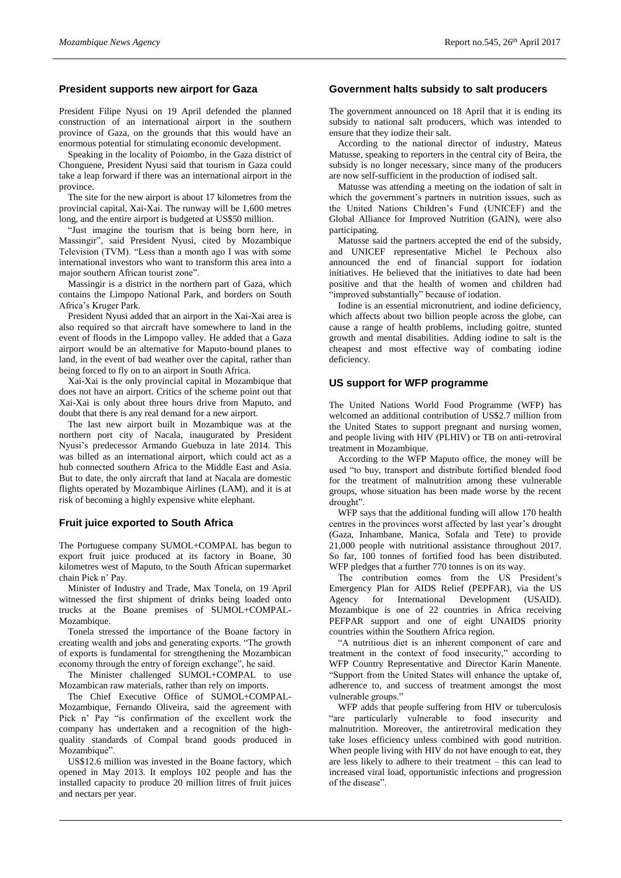## President supports new airport for Gaza

President Filipe Nyusi on 19 April defended the planned construction of an international airport in the southern province of Gaza, on the grounds that this would have an enormous potential for stimulating economic development.

Speaking in the locality of Poiombo, in the Gaza district of Chonguene, President Nyusi said that tourism in Gaza could take a leap forward if there was an international airport in the province.

The site for the new airport is about 17 kilometres from the provincial capital, Xai-Xai. The runway will be 1,600 metres long, and the entire airport is budgeted at US$50 million.

"Just imagine the tourism that is being born here, in Massingir", said President Nyusi, cited by Mozambique Television (TVM). "Less than a month ago I was with some international investors who want to transform this area into a major southern African tourist zone".

Massingir is a district in the northern part of Gaza, which contains the Limpopo National Park, and borders on South Africa's Kruger Park.

President Nyusi added that an airport in the Xai-Xai area is also required so that aircraft have somewhere to land in the event of floods in the Limpopo valley. He added that a Gaza airport would be an alternative for Maputo-bound planes to land, in the event of bad weather over the capital, rather than being forced to fly on to an airport in South Africa.

Xai-Xai is the only provincial capital in Mozambique that does not have an airport. Critics of the scheme point out that Xai-Xai is only about three hours drive from Maputo, and doubt that there is any real demand for a new airport.

The last new airport built in Mozambique was at the northern port city of Nacala, inaugurated by President Nyusi's predecessor Armando Guebuza in late 2014. This was billed as an international airport, which could act as a hub connected southern Africa to the Middle East and Asia. But to date, the only aircraft that land at Nacala are domestic flights operated by Mozambique Airlines (LAM), and it is at risk of becoming a highly expensive white elephant.

## Fruit juice exported to South Africa

The Portuguese company SUMOL+COMPAL has begun to export fruit juice produced at its factory in Boane, 30 kilometres west of Maputo, to the South African supermarket chain Pick n' Pay.

Minister of Industry and Trade, Max Tonela, on 19 April witnessed the first shipment of drinks being loaded onto trucks at the Boane premises of SUMOL+COMPAL-Mozambique.

Tonela stressed the importance of the Boane factory in creating wealth and jobs and generating exports. "The growth of exports is fundamental for strengthening the Mozambican economy through the entry of foreign exchange", he said.

The Minister challenged SUMOL+COMPAL to use Mozambican raw materials, rather than rely on imports.

The Chief Executive Office of SUMOL+COMPAL-Mozambique, Fernando Oliveira, said the agreement with Pick n' Pay "is confirmation of the excellent work the company has undertaken and a recognition of the high-quality standards of Compal brand goods produced in Mozambique".

US$12.6 million was invested in the Boane factory, which opened in May 2013. It employs 102 people and has the installed capacity to produce 20 million litres of fruit juices and nectars per year.

## Government halts subsidy to salt producers

The government announced on 18 April that it is ending its subsidy to national salt producers, which was intended to ensure that they iodize their salt.

According to the national director of industry, Mateus Matusse, speaking to reporters in the central city of Beira, the subsidy is no longer necessary, since many of the producers are now self-sufficient in the production of iodised salt.

Matusse was attending a meeting on the iodation of salt in which the government's partners in nutrition issues, such as the United Nations Children's Fund (UNICEF) and the Global Alliance for Improved Nutrition (GAIN), were also participating.

Matusse said the partners accepted the end of the subsidy, and UNICEF representative Michel le Pechoux also announced the end of financial support for iodation initiatives. He believed that the initiatives to date had been positive and that the health of women and children had "improved substantially" because of iodation.

Iodine is an essential micronutrient, and iodine deficiency, which affects about two billion people across the globe, can cause a range of health problems, including goitre, stunted growth and mental disabilities. Adding iodine to salt is the cheapest and most effective way of combating iodine deficiency.

## US support for WFP programme

The United Nations World Food Programme (WFP) has welcomed an additional contribution of US$2.7 million from the United States to support pregnant and nursing women, and people living with HIV (PLHIV) or TB on anti-retroviral treatment in Mozambique.

According to the WFP Maputo office, the money will be used "to buy, transport and distribute fortified blended food for the treatment of malnutrition among these vulnerable groups, whose situation has been made worse by the recent drought".

WFP says that the additional funding will allow 170 health centres in the provinces worst affected by last year's drought (Gaza, Inhambane, Manica, Sofala and Tete) to provide 21,000 people with nutritional assistance throughout 2017. So far, 100 tonnes of fortified food has been distributed. WFP pledges that a further 770 tonnes is on its way.

The contribution comes from the US President's Emergency Plan for AIDS Relief (PEPFAR), via the US Agency for International Development (USAID). Mozambique is one of 22 countries in Africa receiving PEFPAR support and one of eight UNAIDS priority countries within the Southern Africa region.

"A nutritious diet is an inherent component of care and treatment in the context of food insecurity," according to WFP Country Representative and Director Karin Manente. "Support from the United States will enhance the uptake of, adherence to, and success of treatment amongst the most vulnerable groups."

WFP adds that people suffering from HIV or tuberculosis "are particularly vulnerable to food insecurity and malnutrition. Moreover, the antiretroviral medication they take loses efficiency unless combined with good nutrition. When people living with HIV do not have enough to eat, they are less likely to adhere to their treatment – this can lead to increased viral load, opportunistic infections and progression of the disease".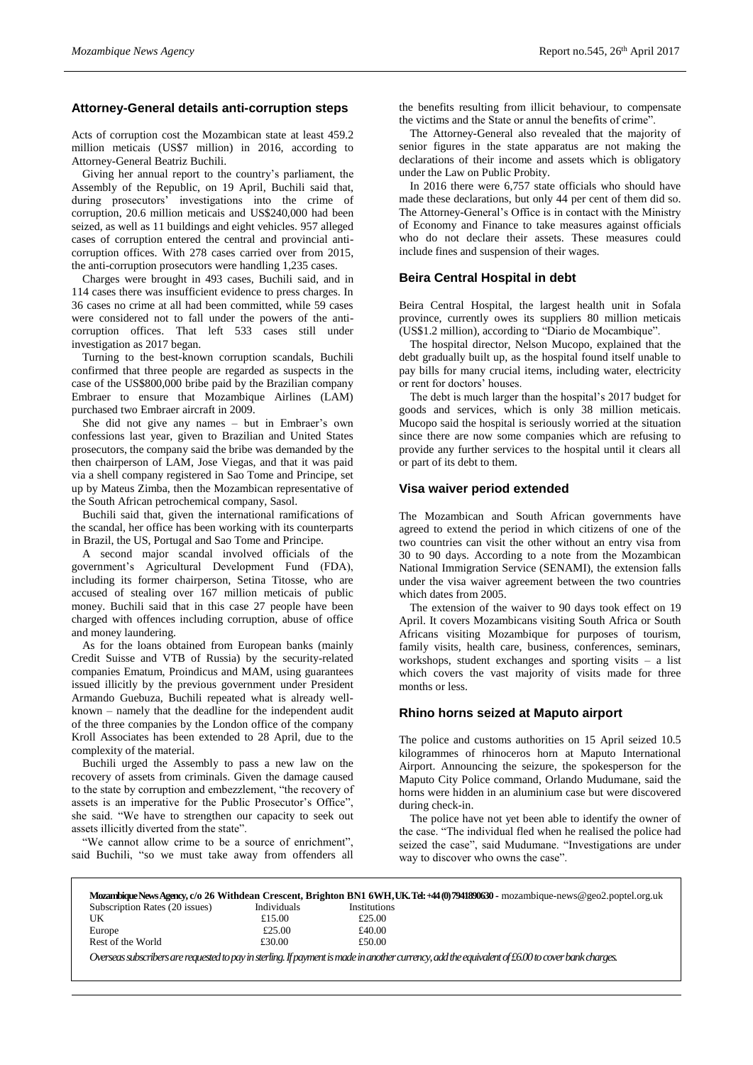## Attorney-General details anti-corruption steps

Acts of corruption cost the Mozambican state at least 459.2 million meticais (US$7 million) in 2016, according to Attorney-General Beatriz Buchili.

Giving her annual report to the country's parliament, the Assembly of the Republic, on 19 April, Buchili said that, during prosecutors' investigations into the crime of corruption, 20.6 million meticais and US$240,000 had been seized, as well as 11 buildings and eight vehicles. 957 alleged cases of corruption entered the central and provincial anti-corruption offices. With 278 cases carried over from 2015, the anti-corruption prosecutors were handling 1,235 cases.

Charges were brought in 493 cases, Buchili said, and in 114 cases there was insufficient evidence to press charges. In 36 cases no crime at all had been committed, while 59 cases were considered not to fall under the powers of the anti-corruption offices. That left 533 cases still under investigation as 2017 began.

Turning to the best-known corruption scandals, Buchili confirmed that three people are regarded as suspects in the case of the US$800,000 bribe paid by the Brazilian company Embraer to ensure that Mozambique Airlines (LAM) purchased two Embraer aircraft in 2009.

She did not give any names – but in Embraer's own confessions last year, given to Brazilian and United States prosecutors, the company said the bribe was demanded by the then chairperson of LAM, Jose Viegas, and that it was paid via a shell company registered in Sao Tome and Principe, set up by Mateus Zimba, then the Mozambican representative of the South African petrochemical company, Sasol.

Buchili said that, given the international ramifications of the scandal, her office has been working with its counterparts in Brazil, the US, Portugal and Sao Tome and Principe.

A second major scandal involved officials of the government's Agricultural Development Fund (FDA), including its former chairperson, Setina Titosse, who are accused of stealing over 167 million meticais of public money. Buchili said that in this case 27 people have been charged with offences including corruption, abuse of office and money laundering.

As for the loans obtained from European banks (mainly Credit Suisse and VTB of Russia) by the security-related companies Ematum, Proindicus and MAM, using guarantees issued illicitly by the previous government under President Armando Guebuza, Buchili repeated what is already well-known – namely that the deadline for the independent audit of the three companies by the London office of the company Kroll Associates has been extended to 28 April, due to the complexity of the material.

Buchili urged the Assembly to pass a new law on the recovery of assets from criminals. Given the damage caused to the state by corruption and embezzlement, "the recovery of assets is an imperative for the Public Prosecutor's Office", she said. "We have to strengthen our capacity to seek out assets illicitly diverted from the state".

"We cannot allow crime to be a source of enrichment", said Buchili, "so we must take away from offenders all the benefits resulting from illicit behaviour, to compensate the victims and the State or annul the benefits of crime".

The Attorney-General also revealed that the majority of senior figures in the state apparatus are not making the declarations of their income and assets which is obligatory under the Law on Public Probity.

In 2016 there were 6,757 state officials who should have made these declarations, but only 44 per cent of them did so. The Attorney-General's Office is in contact with the Ministry of Economy and Finance to take measures against officials who do not declare their assets. These measures could include fines and suspension of their wages.

## Beira Central Hospital in debt

Beira Central Hospital, the largest health unit in Sofala province, currently owes its suppliers 80 million meticais (US$1.2 million), according to "Diario de Mocambique".

The hospital director, Nelson Mucopo, explained that the debt gradually built up, as the hospital found itself unable to pay bills for many crucial items, including water, electricity or rent for doctors' houses.

The debt is much larger than the hospital's 2017 budget for goods and services, which is only 38 million meticais. Mucopo said the hospital is seriously worried at the situation since there are now some companies which are refusing to provide any further services to the hospital until it clears all or part of its debt to them.

## Visa waiver period extended

The Mozambican and South African governments have agreed to extend the period in which citizens of one of the two countries can visit the other without an entry visa from 30 to 90 days. According to a note from the Mozambican National Immigration Service (SENAMI), the extension falls under the visa waiver agreement between the two countries which dates from 2005.

The extension of the waiver to 90 days took effect on 19 April. It covers Mozambicans visiting South Africa or South Africans visiting Mozambique for purposes of tourism, family visits, health care, business, conferences, seminars, workshops, student exchanges and sporting visits – a list which covers the vast majority of visits made for three months or less.

## Rhino horns seized at Maputo airport

The police and customs authorities on 15 April seized 10.5 kilogrammes of rhinoceros horn at Maputo International Airport. Announcing the seizure, the spokesperson for the Maputo City Police command, Orlando Mudumane, said the horns were hidden in an aluminium case but were discovered during check-in.

The police have not yet been able to identify the owner of the case. "The individual fled when he realised the police had seized the case", said Mudumane. "Investigations are under way to discover who owns the case".

**Mozambique News Agency, c/o 26 Withdean Crescent, Brighton BN1 6WH, UK. Tel: +44 (0) 7941890630** - mozambique-news@geo2.poptel.org.uk

| Subscription Rates (20 issues) | Individuals | Institutions |
|---|---|---|
| UK | £15.00 | £25.00 |
| Europe | £25.00 | £40.00 |
| Rest of the World | £30.00 | £50.00 |

*Overseas subscribers are requested to pay in sterling. If payment is made in another currency, add the equivalent of £6.00 to cover bank charges.*